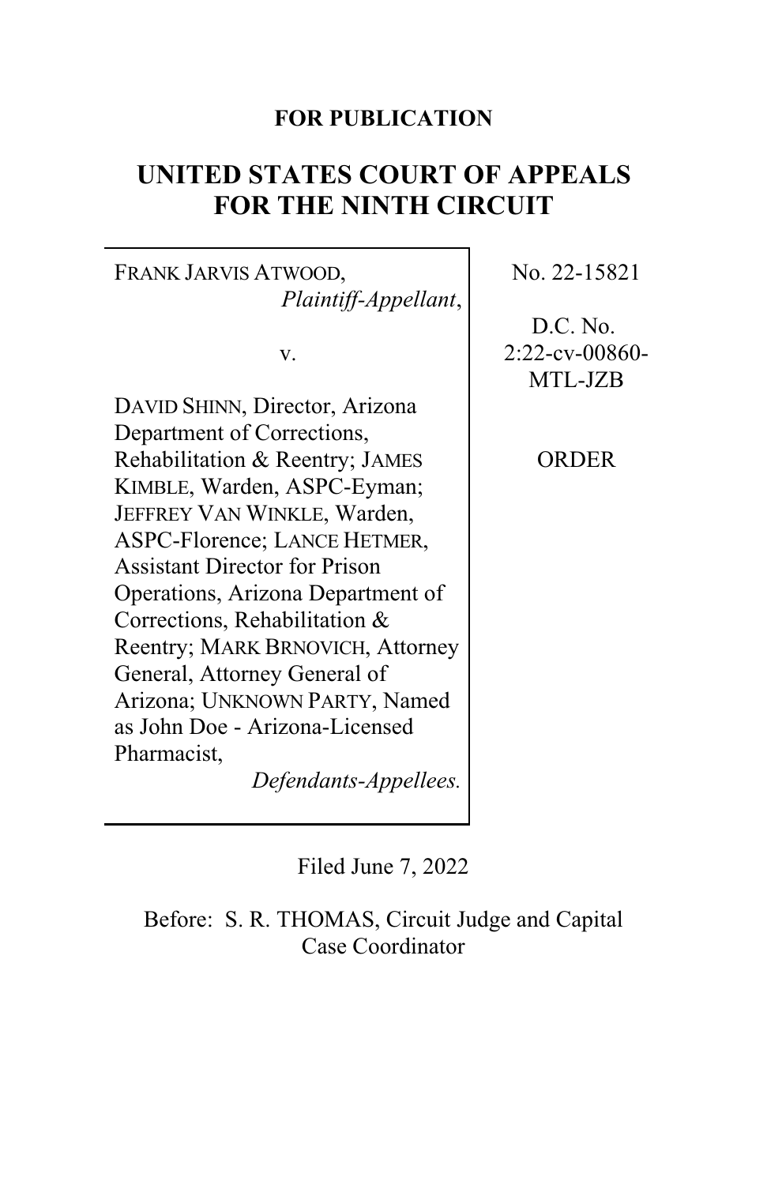**FOR PUBLICATION**

# UNITED STATES COURT OF APPEALS FOR THE NINTH CIRCUIT

FRANK JARVIS ATWOOD,
*Plaintiff-Appellant*,

v.

DAVID SHINN, Director, Arizona Department of Corrections, Rehabilitation & Reentry; JAMES KIMBLE, Warden, ASPC-Eyman; JEFFREY VAN WINKLE, Warden, ASPC-Florence; LANCE HETMER, Assistant Director for Prison Operations, Arizona Department of Corrections, Rehabilitation & Reentry; MARK BRNOVICH, Attorney General, Attorney General of Arizona; UNKNOWN PARTY, Named as John Doe - Arizona-Licensed Pharmacist,
*Defendants-Appellees.*

No. 22-15821

D.C. No. 2:22-cv-00860-MTL-JZB

ORDER

Filed June 7, 2022

Before: S. R. THOMAS, Circuit Judge and Capital Case Coordinator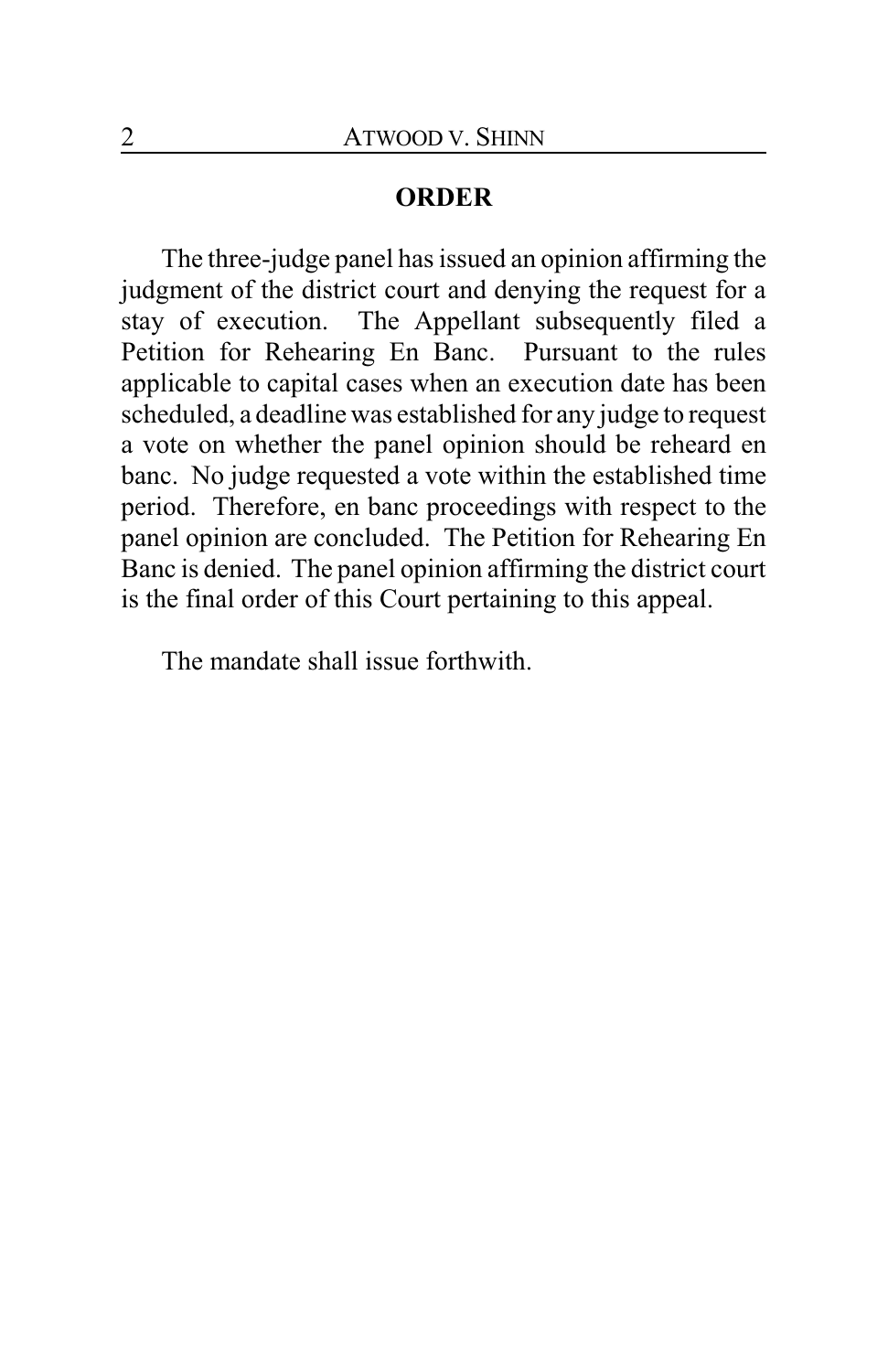## ORDER

The three-judge panel has issued an opinion affirming the judgment of the district court and denying the request for a stay of execution. The Appellant subsequently filed a Petition for Rehearing En Banc. Pursuant to the rules applicable to capital cases when an execution date has been scheduled, a deadline was established for any judge to request a vote on whether the panel opinion should be reheard en banc. No judge requested a vote within the established time period. Therefore, en banc proceedings with respect to the panel opinion are concluded. The Petition for Rehearing En Banc is denied. The panel opinion affirming the district court is the final order of this Court pertaining to this appeal.

The mandate shall issue forthwith.